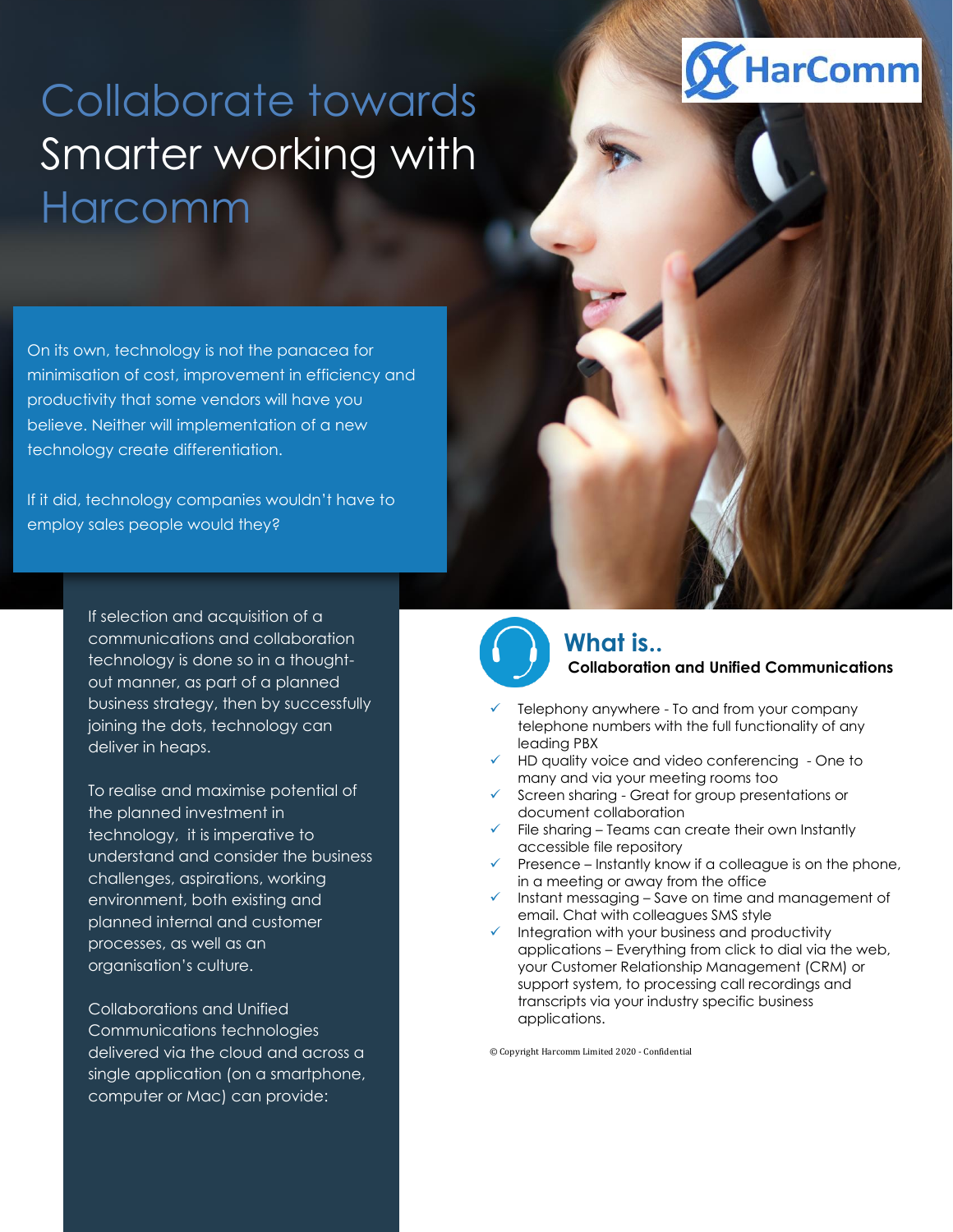# Collaborate towards Smarter working with Harcomm

On its own, technology is not the panacea for minimisation of cost, improvement in efficiency and productivity that some vendors will have you believe. Neither will implementation of a new technology create differentiation.

If it did, technology companies wouldn't have to employ sales people would they?

If selection and acquisition of a communications and collaboration technology is done so in a thought-out manner, as part of a planned business strategy, then by successfully joining the dots, technology can deliver in heaps.

To realise and maximise potential of the planned investment in technology, it is imperative to understand and consider the business challenges, aspirations, working environment, both existing and planned internal and customer processes, as well as an organisation's culture.

Collaborations and Unified Communications technologies delivered via the cloud and across a single application (on a smartphone, computer or Mac) can provide:

## What is..

**Collaboration and Unified Communications**

- ✓ Telephony anywhere - To and from your company telephone numbers with the full functionality of any leading PBX
- ✓ HD quality voice and video conferencing - One to many and via your meeting rooms too
- ✓ Screen sharing - Great for group presentations or document collaboration
- ✓ File sharing – Teams can create their own Instantly accessible file repository
- ✓ Presence – Instantly know if a colleague is on the phone, in a meeting or away from the office
- ✓ Instant messaging – Save on time and management of email. Chat with colleagues SMS style
- ✓ Integration with your business and productivity applications – Everything from click to dial via the web, your Customer Relationship Management (CRM) or support system, to processing call recordings and transcripts via your industry specific business applications.

© Copyright Harcomm Limited 2020 - Confidential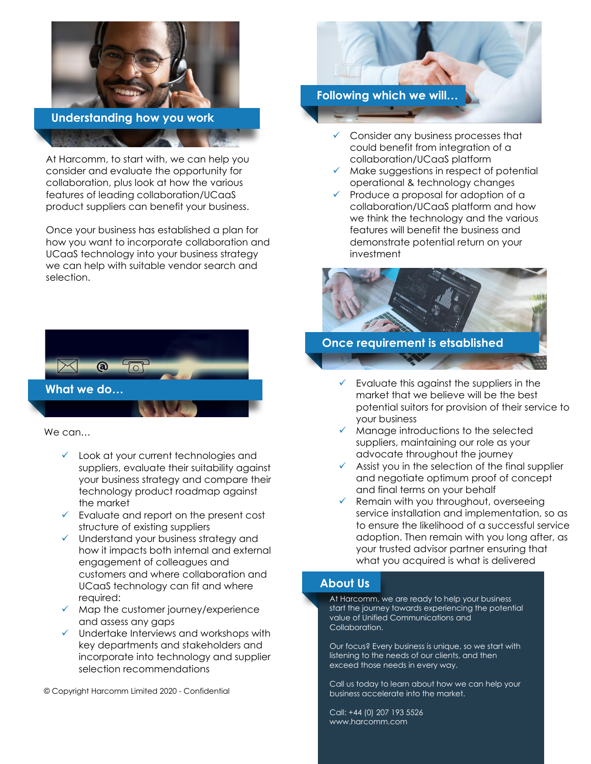## Understanding how you work

At Harcomm, to start with, we can help you consider and evaluate the opportunity for collaboration, plus look at how the various features of leading collaboration/UCaaS product suppliers can benefit your business.

Once your business has established a plan for how you want to incorporate collaboration and UCaaS technology into your business strategy we can help with suitable vendor search and selection.

## What we do…

We can…

- ✓ Look at your current technologies and suppliers, evaluate their suitability against your business strategy and compare their technology product roadmap against the market
- ✓ Evaluate and report on the present cost structure of existing suppliers
- ✓ Understand your business strategy and how it impacts both internal and external engagement of colleagues and customers and where collaboration and UCaaS technology can fit and where required:
- ✓ Map the customer journey/experience and assess any gaps
- ✓ Undertake Interviews and workshops with key departments and stakeholders and incorporate into technology and supplier selection recommendations

© Copyright Harcomm Limited 2020 - Confidential

## Following which we will…

- ✓ Consider any business processes that could benefit from integration of a collaboration/UCaaS platform
- ✓ Make suggestions in respect of potential operational & technology changes
- ✓ Produce a proposal for adoption of a collaboration/UCaaS platform and how we think the technology and the various features will benefit the business and demonstrate potential return on your investment

## Once requirement is etsablished

- ✓ Evaluate this against the suppliers in the market that we believe will be the best potential suitors for provision of their service to your business
- ✓ Manage introductions to the selected suppliers, maintaining our role as your advocate throughout the journey
- ✓ Assist you in the selection of the final supplier and negotiate optimum proof of concept and final terms on your behalf
- ✓ Remain with you throughout, overseeing service installation and implementation, so as to ensure the likelihood of a successful service adoption. Then remain with you long after, as your trusted advisor partner ensuring that what you acquired is what is delivered

## About Us

At Harcomm, we are ready to help your business start the journey towards experiencing the potential value of Unified Communications and Collaboration.

Our focus? Every business is unique, so we start with listening to the needs of our clients, and then exceed those needs in every way.

Call us today to learn about how we can help your business accelerate into the market.

Call: +44 (0) 207 193 5526
www.harcomm.com